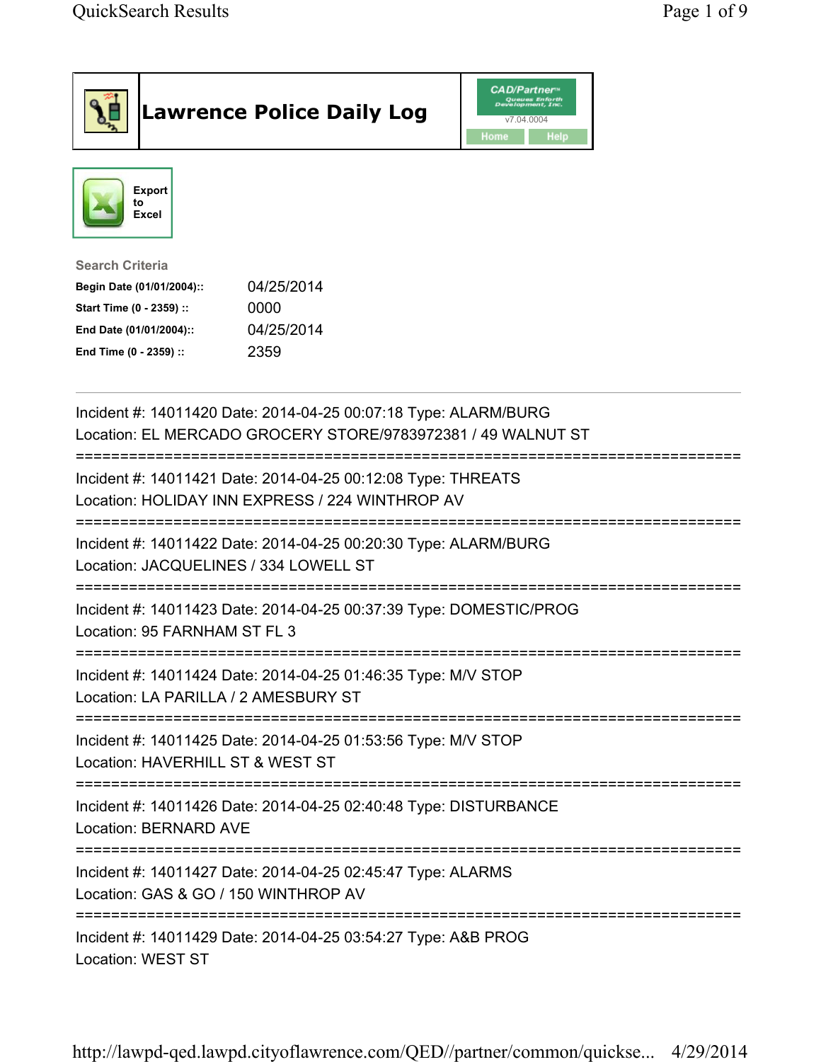# Lawrence Police Daily Log

CAD/Partner v7.04.0004

Home | Help

Export to Excel

### Search Criteria

| | |
|---|---|
| **Begin Date (01/01/2004)::** | 04/25/2014 |
| **Start Time (0 - 2359) ::** | 0000 |
| **End Date (01/01/2004)::** | 04/25/2014 |
| **End Time (0 - 2359) ::** | 2359 |

---

Incident #: 14011420 Date: 2014-04-25 00:07:18 Type: ALARM/BURG
Location: EL MERCADO GROCERY STORE/9783972381 / 49 WALNUT ST

===========================================================================

Incident #: 14011421 Date: 2014-04-25 00:12:08 Type: THREATS
Location: HOLIDAY INN EXPRESS / 224 WINTHROP AV

===========================================================================

Incident #: 14011422 Date: 2014-04-25 00:20:30 Type: ALARM/BURG
Location: JACQUELINES / 334 LOWELL ST

===========================================================================

Incident #: 14011423 Date: 2014-04-25 00:37:39 Type: DOMESTIC/PROG
Location: 95 FARNHAM ST FL 3

===========================================================================

Incident #: 14011424 Date: 2014-04-25 01:46:35 Type: M/V STOP
Location: LA PARILLA / 2 AMESBURY ST

===========================================================================

Incident #: 14011425 Date: 2014-04-25 01:53:56 Type: M/V STOP
Location: HAVERHILL ST & WEST ST

===========================================================================

Incident #: 14011426 Date: 2014-04-25 02:40:48 Type: DISTURBANCE
Location: BERNARD AVE

===========================================================================

Incident #: 14011427 Date: 2014-04-25 02:45:47 Type: ALARMS
Location: GAS & GO / 150 WINTHROP AV

===========================================================================

Incident #: 14011429 Date: 2014-04-25 03:54:27 Type: A&B PROG
Location: WEST ST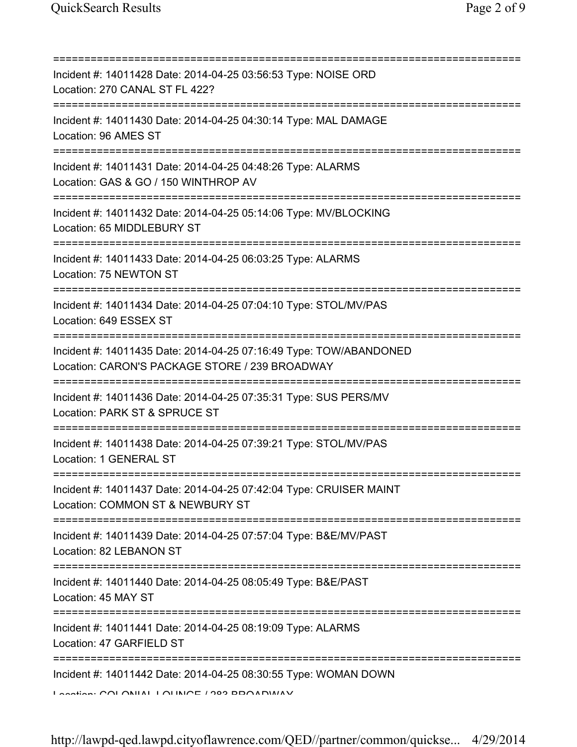Incident #: 14011428 Date: 2014-04-25 03:56:53 Type: NOISE ORD
Location: 270 CANAL ST FL 422?

Incident #: 14011430 Date: 2014-04-25 04:30:14 Type: MAL DAMAGE
Location: 96 AMES ST

Incident #: 14011431 Date: 2014-04-25 04:48:26 Type: ALARMS
Location: GAS & GO / 150 WINTHROP AV

Incident #: 14011432 Date: 2014-04-25 05:14:06 Type: MV/BLOCKING
Location: 65 MIDDLEBURY ST

Incident #: 14011433 Date: 2014-04-25 06:03:25 Type: ALARMS
Location: 75 NEWTON ST

Incident #: 14011434 Date: 2014-04-25 07:04:10 Type: STOL/MV/PAS
Location: 649 ESSEX ST

Incident #: 14011435 Date: 2014-04-25 07:16:49 Type: TOW/ABANDONED
Location: CARON'S PACKAGE STORE / 239 BROADWAY

Incident #: 14011436 Date: 2014-04-25 07:35:31 Type: SUS PERS/MV
Location: PARK ST & SPRUCE ST

Incident #: 14011438 Date: 2014-04-25 07:39:21 Type: STOL/MV/PAS
Location: 1 GENERAL ST

Incident #: 14011437 Date: 2014-04-25 07:42:04 Type: CRUISER MAINT
Location: COMMON ST & NEWBURY ST

Incident #: 14011439 Date: 2014-04-25 07:57:04 Type: B&E/MV/PAST
Location: 82 LEBANON ST

Incident #: 14011440 Date: 2014-04-25 08:05:49 Type: B&E/PAST
Location: 45 MAY ST

Incident #: 14011441 Date: 2014-04-25 08:19:09 Type: ALARMS
Location: 47 GARFIELD ST

Incident #: 14011442 Date: 2014-04-25 08:30:55 Type: WOMAN DOWN
Location: COLONIAL LOUNGE / 283 BROADWAY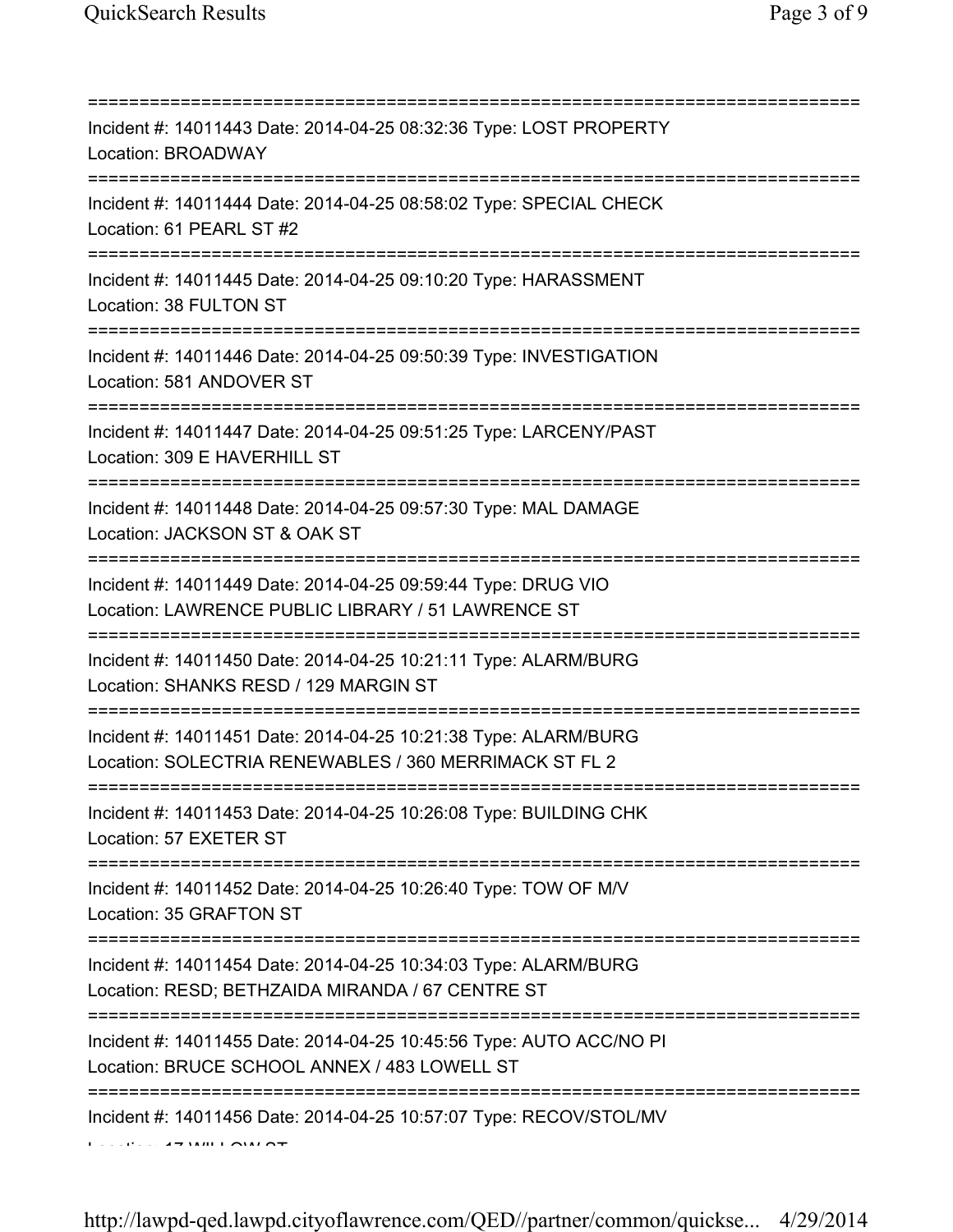===========================================================================
Incident #: 14011443 Date: 2014-04-25 08:32:36 Type: LOST PROPERTY
Location: BROADWAY
===========================================================================
Incident #: 14011444 Date: 2014-04-25 08:58:02 Type: SPECIAL CHECK
Location: 61 PEARL ST #2
===========================================================================
Incident #: 14011445 Date: 2014-04-25 09:10:20 Type: HARASSMENT
Location: 38 FULTON ST
===========================================================================
Incident #: 14011446 Date: 2014-04-25 09:50:39 Type: INVESTIGATION
Location: 581 ANDOVER ST
===========================================================================
Incident #: 14011447 Date: 2014-04-25 09:51:25 Type: LARCENY/PAST
Location: 309 E HAVERHILL ST
===========================================================================
Incident #: 14011448 Date: 2014-04-25 09:57:30 Type: MAL DAMAGE
Location: JACKSON ST & OAK ST
===========================================================================
Incident #: 14011449 Date: 2014-04-25 09:59:44 Type: DRUG VIO
Location: LAWRENCE PUBLIC LIBRARY / 51 LAWRENCE ST
===========================================================================
Incident #: 14011450 Date: 2014-04-25 10:21:11 Type: ALARM/BURG
Location: SHANKS RESD / 129 MARGIN ST
===========================================================================
Incident #: 14011451 Date: 2014-04-25 10:21:38 Type: ALARM/BURG
Location: SOLECTRIA RENEWABLES / 360 MERRIMACK ST FL 2
===========================================================================
Incident #: 14011453 Date: 2014-04-25 10:26:08 Type: BUILDING CHK
Location: 57 EXETER ST
===========================================================================
Incident #: 14011452 Date: 2014-04-25 10:26:40 Type: TOW OF M/V
Location: 35 GRAFTON ST
===========================================================================
Incident #: 14011454 Date: 2014-04-25 10:34:03 Type: ALARM/BURG
Location: RESD; BETHZAIDA MIRANDA / 67 CENTRE ST
===========================================================================
Incident #: 14011455 Date: 2014-04-25 10:45:56 Type: AUTO ACC/NO PI
Location: BRUCE SCHOOL ANNEX / 483 LOWELL ST
===========================================================================
Incident #: 14011456 Date: 2014-04-25 10:57:07 Type: RECOV/STOL/MV
Location: 17 WILLOW ST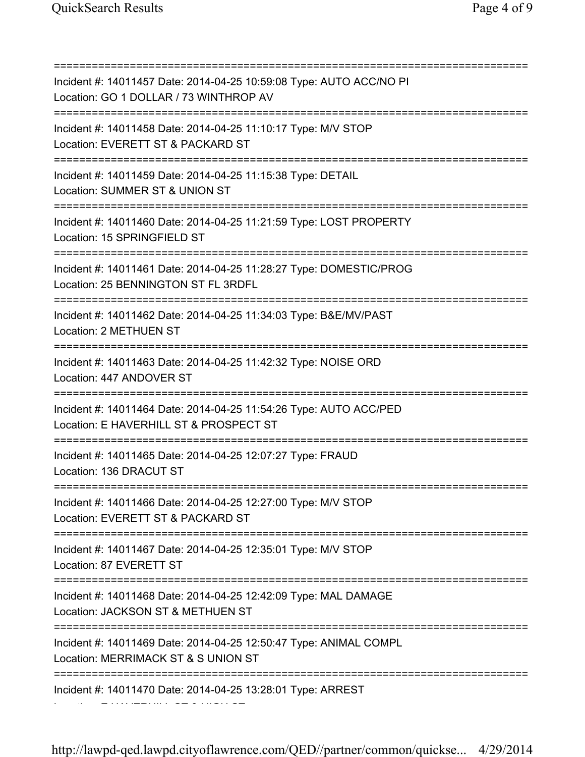===========================================================================

Incident #: 14011457 Date: 2014-04-25 10:59:08 Type: AUTO ACC/NO PI

Location: GO 1 DOLLAR / 73 WINTHROP AV

===========================================================================

Incident #: 14011458 Date: 2014-04-25 11:10:17 Type: M/V STOP

Location: EVERETT ST & PACKARD ST

===========================================================================

Incident #: 14011459 Date: 2014-04-25 11:15:38 Type: DETAIL

Location: SUMMER ST & UNION ST

===========================================================================

Incident #: 14011460 Date: 2014-04-25 11:21:59 Type: LOST PROPERTY

Location: 15 SPRINGFIELD ST

===========================================================================

Incident #: 14011461 Date: 2014-04-25 11:28:27 Type: DOMESTIC/PROG

Location: 25 BENNINGTON ST FL 3RDFL

===========================================================================

Incident #: 14011462 Date: 2014-04-25 11:34:03 Type: B&E/MV/PAST

Location: 2 METHUEN ST

===========================================================================

Incident #: 14011463 Date: 2014-04-25 11:42:32 Type: NOISE ORD

Location: 447 ANDOVER ST

===========================================================================

Incident #: 14011464 Date: 2014-04-25 11:54:26 Type: AUTO ACC/PED

Location: E HAVERHILL ST & PROSPECT ST

===========================================================================

Incident #: 14011465 Date: 2014-04-25 12:07:27 Type: FRAUD

Location: 136 DRACUT ST

===========================================================================

Incident #: 14011466 Date: 2014-04-25 12:27:00 Type: M/V STOP

Location: EVERETT ST & PACKARD ST

===========================================================================

Incident #: 14011467 Date: 2014-04-25 12:35:01 Type: M/V STOP

Location: 87 EVERETT ST

===========================================================================

Incident #: 14011468 Date: 2014-04-25 12:42:09 Type: MAL DAMAGE

Location: JACKSON ST & METHUEN ST

===========================================================================

Incident #: 14011469 Date: 2014-04-25 12:50:47 Type: ANIMAL COMPL

Location: MERRIMACK ST & S UNION ST

===========================================================================

Incident #: 14011470 Date: 2014-04-25 13:28:01 Type: ARREST

Location: E HAVERHILL ST & HIGH ST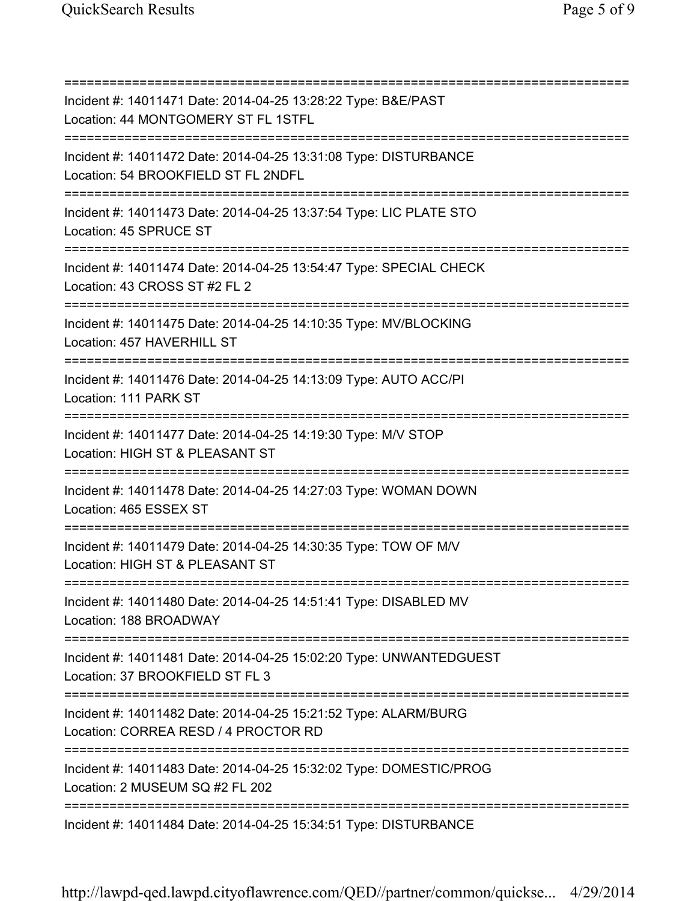===========================================================================
Incident #: 14011471 Date: 2014-04-25 13:28:22 Type: B&E/PAST
Location: 44 MONTGOMERY ST FL 1STFL
===========================================================================
Incident #: 14011472 Date: 2014-04-25 13:31:08 Type: DISTURBANCE
Location: 54 BROOKFIELD ST FL 2NDFL
===========================================================================
Incident #: 14011473 Date: 2014-04-25 13:37:54 Type: LIC PLATE STO
Location: 45 SPRUCE ST
===========================================================================
Incident #: 14011474 Date: 2014-04-25 13:54:47 Type: SPECIAL CHECK
Location: 43 CROSS ST #2 FL 2
===========================================================================
Incident #: 14011475 Date: 2014-04-25 14:10:35 Type: MV/BLOCKING
Location: 457 HAVERHILL ST
===========================================================================
Incident #: 14011476 Date: 2014-04-25 14:13:09 Type: AUTO ACC/PI
Location: 111 PARK ST
===========================================================================
Incident #: 14011477 Date: 2014-04-25 14:19:30 Type: M/V STOP
Location: HIGH ST & PLEASANT ST
===========================================================================
Incident #: 14011478 Date: 2014-04-25 14:27:03 Type: WOMAN DOWN
Location: 465 ESSEX ST
===========================================================================
Incident #: 14011479 Date: 2014-04-25 14:30:35 Type: TOW OF M/V
Location: HIGH ST & PLEASANT ST
===========================================================================
Incident #: 14011480 Date: 2014-04-25 14:51:41 Type: DISABLED MV
Location: 188 BROADWAY
===========================================================================
Incident #: 14011481 Date: 2014-04-25 15:02:20 Type: UNWANTEDGUEST
Location: 37 BROOKFIELD ST FL 3
===========================================================================
Incident #: 14011482 Date: 2014-04-25 15:21:52 Type: ALARM/BURG
Location: CORREA RESD / 4 PROCTOR RD
===========================================================================
Incident #: 14011483 Date: 2014-04-25 15:32:02 Type: DOMESTIC/PROG
Location: 2 MUSEUM SQ #2 FL 202
===========================================================================
Incident #: 14011484 Date: 2014-04-25 15:34:51 Type: DISTURBANCE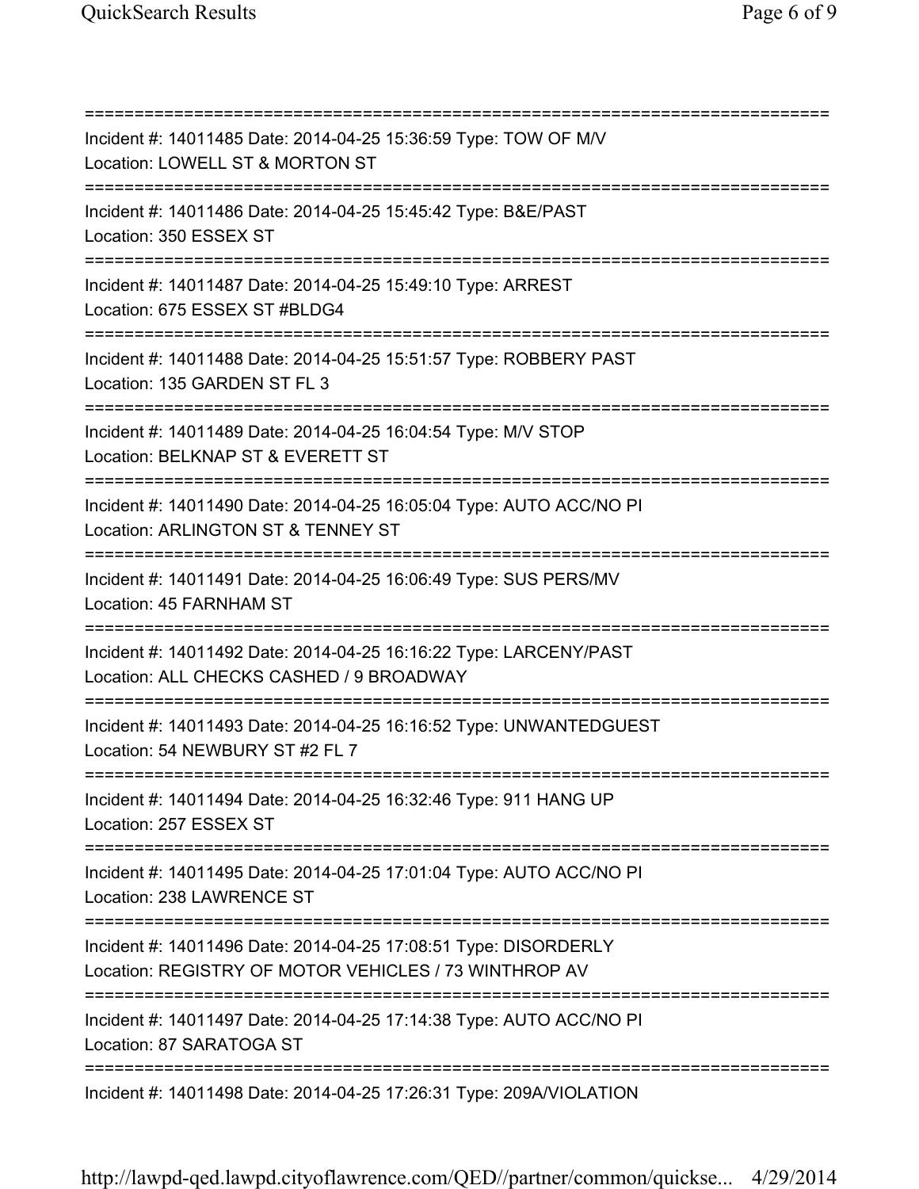===========================================================================
Incident #: 14011485 Date: 2014-04-25 15:36:59 Type: TOW OF M/V
Location: LOWELL ST & MORTON ST
===========================================================================
Incident #: 14011486 Date: 2014-04-25 15:45:42 Type: B&E/PAST
Location: 350 ESSEX ST
===========================================================================
Incident #: 14011487 Date: 2014-04-25 15:49:10 Type: ARREST
Location: 675 ESSEX ST #BLDG4
===========================================================================
Incident #: 14011488 Date: 2014-04-25 15:51:57 Type: ROBBERY PAST
Location: 135 GARDEN ST FL 3
===========================================================================
Incident #: 14011489 Date: 2014-04-25 16:04:54 Type: M/V STOP
Location: BELKNAP ST & EVERETT ST
===========================================================================
Incident #: 14011490 Date: 2014-04-25 16:05:04 Type: AUTO ACC/NO PI
Location: ARLINGTON ST & TENNEY ST
===========================================================================
Incident #: 14011491 Date: 2014-04-25 16:06:49 Type: SUS PERS/MV
Location: 45 FARNHAM ST
===========================================================================
Incident #: 14011492 Date: 2014-04-25 16:16:22 Type: LARCENY/PAST
Location: ALL CHECKS CASHED / 9 BROADWAY
===========================================================================
Incident #: 14011493 Date: 2014-04-25 16:16:52 Type: UNWANTEDGUEST
Location: 54 NEWBURY ST #2 FL 7
===========================================================================
Incident #: 14011494 Date: 2014-04-25 16:32:46 Type: 911 HANG UP
Location: 257 ESSEX ST
===========================================================================
Incident #: 14011495 Date: 2014-04-25 17:01:04 Type: AUTO ACC/NO PI
Location: 238 LAWRENCE ST
===========================================================================
Incident #: 14011496 Date: 2014-04-25 17:08:51 Type: DISORDERLY
Location: REGISTRY OF MOTOR VEHICLES / 73 WINTHROP AV
===========================================================================
Incident #: 14011497 Date: 2014-04-25 17:14:38 Type: AUTO ACC/NO PI
Location: 87 SARATOGA ST
===========================================================================
Incident #: 14011498 Date: 2014-04-25 17:26:31 Type: 209A/VIOLATION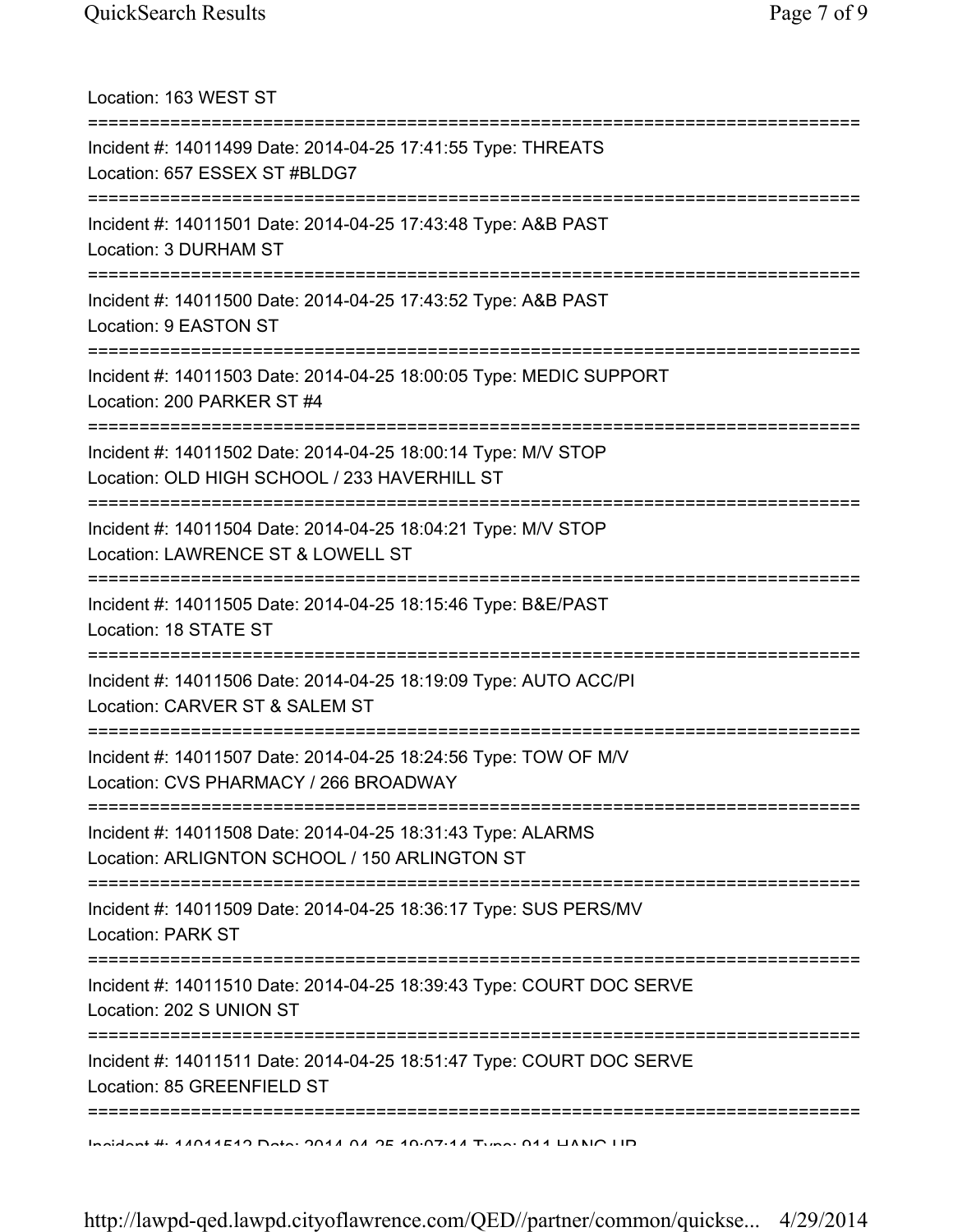Location: 163 WEST ST

===========================================================================

Incident #: 14011499 Date: 2014-04-25 17:41:55 Type: THREATS
Location: 657 ESSEX ST #BLDG7

===========================================================================

Incident #: 14011501 Date: 2014-04-25 17:43:48 Type: A&B PAST
Location: 3 DURHAM ST

===========================================================================

Incident #: 14011500 Date: 2014-04-25 17:43:52 Type: A&B PAST
Location: 9 EASTON ST

===========================================================================

Incident #: 14011503 Date: 2014-04-25 18:00:05 Type: MEDIC SUPPORT
Location: 200 PARKER ST #4

===========================================================================

Incident #: 14011502 Date: 2014-04-25 18:00:14 Type: M/V STOP
Location: OLD HIGH SCHOOL / 233 HAVERHILL ST

===========================================================================

Incident #: 14011504 Date: 2014-04-25 18:04:21 Type: M/V STOP
Location: LAWRENCE ST & LOWELL ST

===========================================================================

Incident #: 14011505 Date: 2014-04-25 18:15:46 Type: B&E/PAST
Location: 18 STATE ST

===========================================================================

Incident #: 14011506 Date: 2014-04-25 18:19:09 Type: AUTO ACC/PI
Location: CARVER ST & SALEM ST

===========================================================================

Incident #: 14011507 Date: 2014-04-25 18:24:56 Type: TOW OF M/V
Location: CVS PHARMACY / 266 BROADWAY

===========================================================================

Incident #: 14011508 Date: 2014-04-25 18:31:43 Type: ALARMS
Location: ARLIGNTON SCHOOL / 150 ARLINGTON ST

===========================================================================

Incident #: 14011509 Date: 2014-04-25 18:36:17 Type: SUS PERS/MV
Location: PARK ST

===========================================================================

Incident #: 14011510 Date: 2014-04-25 18:39:43 Type: COURT DOC SERVE
Location: 202 S UNION ST

===========================================================================

Incident #: 14011511 Date: 2014-04-25 18:51:47 Type: COURT DOC SERVE
Location: 85 GREENFIELD ST

===========================================================================

Incident #: 14011512 Date: 2014-04-25 19:07:14 Type: 911 HANG UP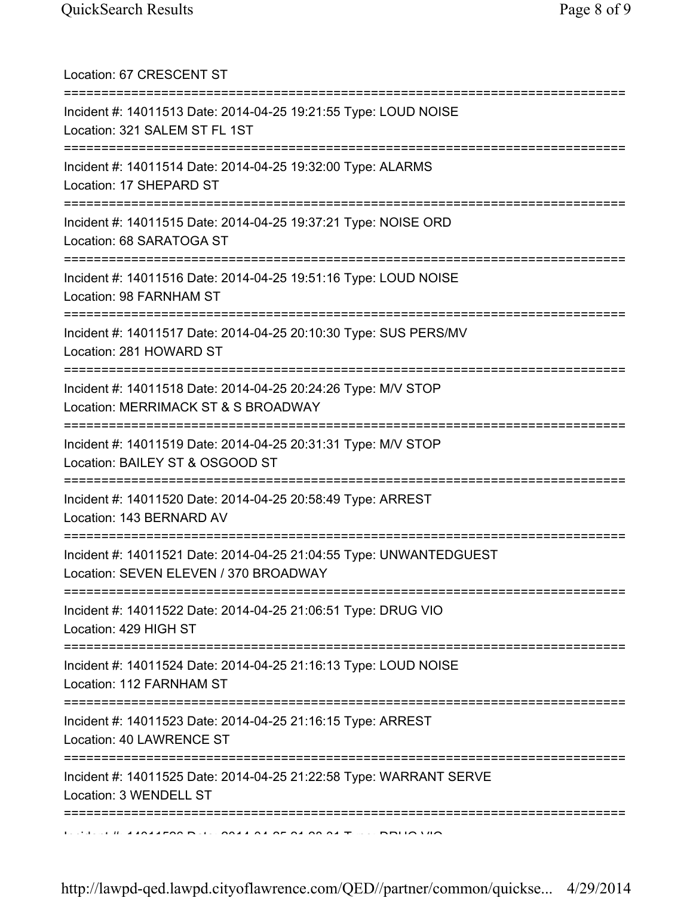Location: 67 CRESCENT ST

===========================================================================

Incident #: 14011513 Date: 2014-04-25 19:21:55 Type: LOUD NOISE
Location: 321 SALEM ST FL 1ST

===========================================================================

Incident #: 14011514 Date: 2014-04-25 19:32:00 Type: ALARMS
Location: 17 SHEPARD ST

===========================================================================

Incident #: 14011515 Date: 2014-04-25 19:37:21 Type: NOISE ORD
Location: 68 SARATOGA ST

===========================================================================

Incident #: 14011516 Date: 2014-04-25 19:51:16 Type: LOUD NOISE
Location: 98 FARNHAM ST

===========================================================================

Incident #: 14011517 Date: 2014-04-25 20:10:30 Type: SUS PERS/MV
Location: 281 HOWARD ST

===========================================================================

Incident #: 14011518 Date: 2014-04-25 20:24:26 Type: M/V STOP
Location: MERRIMACK ST & S BROADWAY

===========================================================================

Incident #: 14011519 Date: 2014-04-25 20:31:31 Type: M/V STOP
Location: BAILEY ST & OSGOOD ST

===========================================================================

Incident #: 14011520 Date: 2014-04-25 20:58:49 Type: ARREST
Location: 143 BERNARD AV

===========================================================================

Incident #: 14011521 Date: 2014-04-25 21:04:55 Type: UNWANTEDGUEST
Location: SEVEN ELEVEN / 370 BROADWAY

===========================================================================

Incident #: 14011522 Date: 2014-04-25 21:06:51 Type: DRUG VIO
Location: 429 HIGH ST

===========================================================================

Incident #: 14011524 Date: 2014-04-25 21:16:13 Type: LOUD NOISE
Location: 112 FARNHAM ST

===========================================================================

Incident #: 14011523 Date: 2014-04-25 21:16:15 Type: ARREST
Location: 40 LAWRENCE ST

===========================================================================

Incident #: 14011525 Date: 2014-04-25 21:22:58 Type: WARRANT SERVE
Location: 3 WENDELL ST

===========================================================================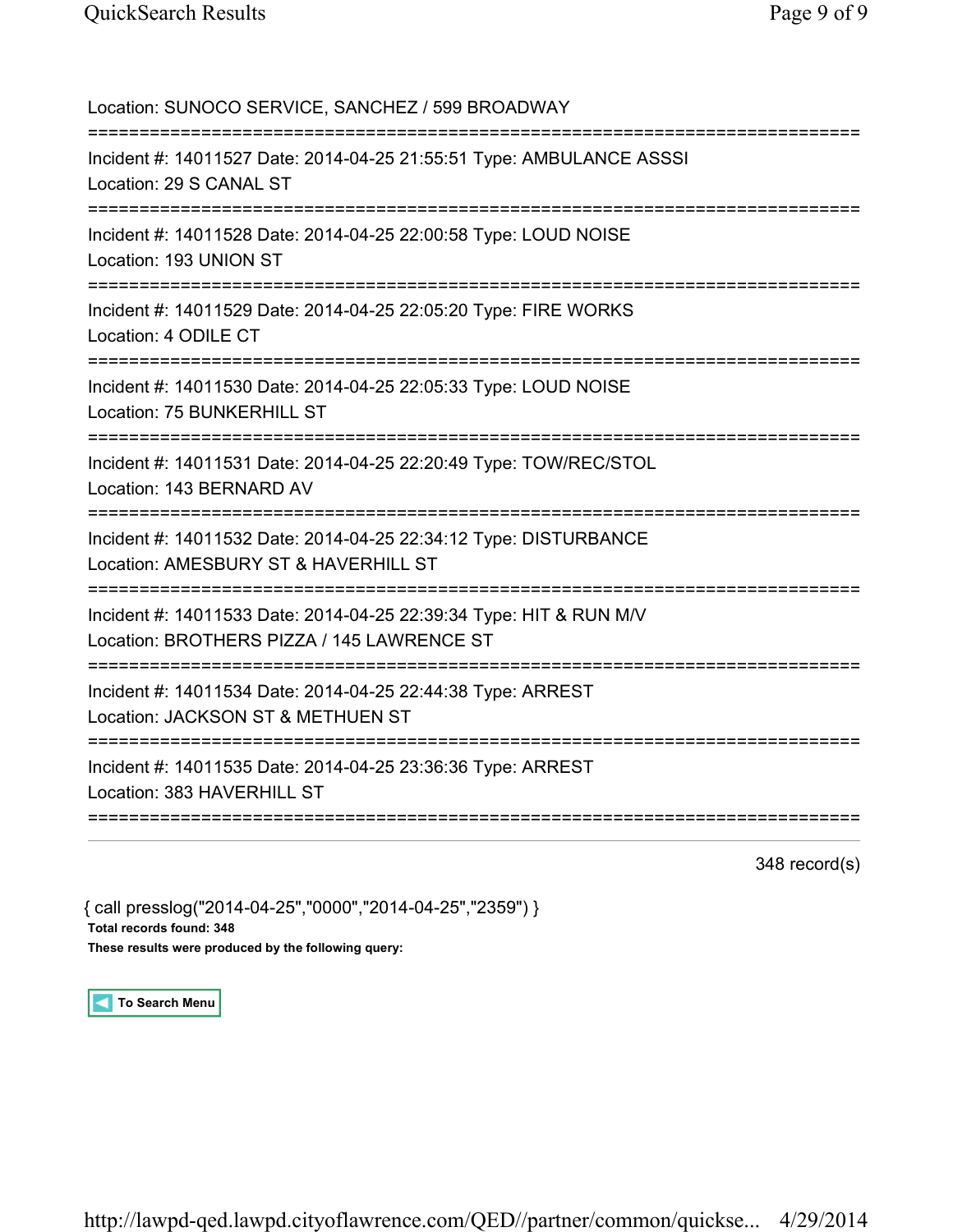Location: SUNOCO SERVICE, SANCHEZ / 599 BROADWAY

===========================================================================

Incident #: 14011527 Date: 2014-04-25 21:55:51 Type: AMBULANCE ASSSI

Location: 29 S CANAL ST

===========================================================================

Incident #: 14011528 Date: 2014-04-25 22:00:58 Type: LOUD NOISE

Location: 193 UNION ST

===========================================================================

Incident #: 14011529 Date: 2014-04-25 22:05:20 Type: FIRE WORKS

Location: 4 ODILE CT

===========================================================================

Incident #: 14011530 Date: 2014-04-25 22:05:33 Type: LOUD NOISE

Location: 75 BUNKERHILL ST

===========================================================================

Incident #: 14011531 Date: 2014-04-25 22:20:49 Type: TOW/REC/STOL

Location: 143 BERNARD AV

===========================================================================

Incident #: 14011532 Date: 2014-04-25 22:34:12 Type: DISTURBANCE

Location: AMESBURY ST & HAVERHILL ST

===========================================================================

Incident #: 14011533 Date: 2014-04-25 22:39:34 Type: HIT & RUN M/V

Location: BROTHERS PIZZA / 145 LAWRENCE ST

===========================================================================

Incident #: 14011534 Date: 2014-04-25 22:44:38 Type: ARREST

Location: JACKSON ST & METHUEN ST

===========================================================================

Incident #: 14011535 Date: 2014-04-25 23:36:36 Type: ARREST

Location: 383 HAVERHILL ST

===========================================================================

348 record(s)

{ call presslog("2014-04-25","0000","2014-04-25","2359") }

**Total records found: 348**

**These results were produced by the following query:**

To Search Menu